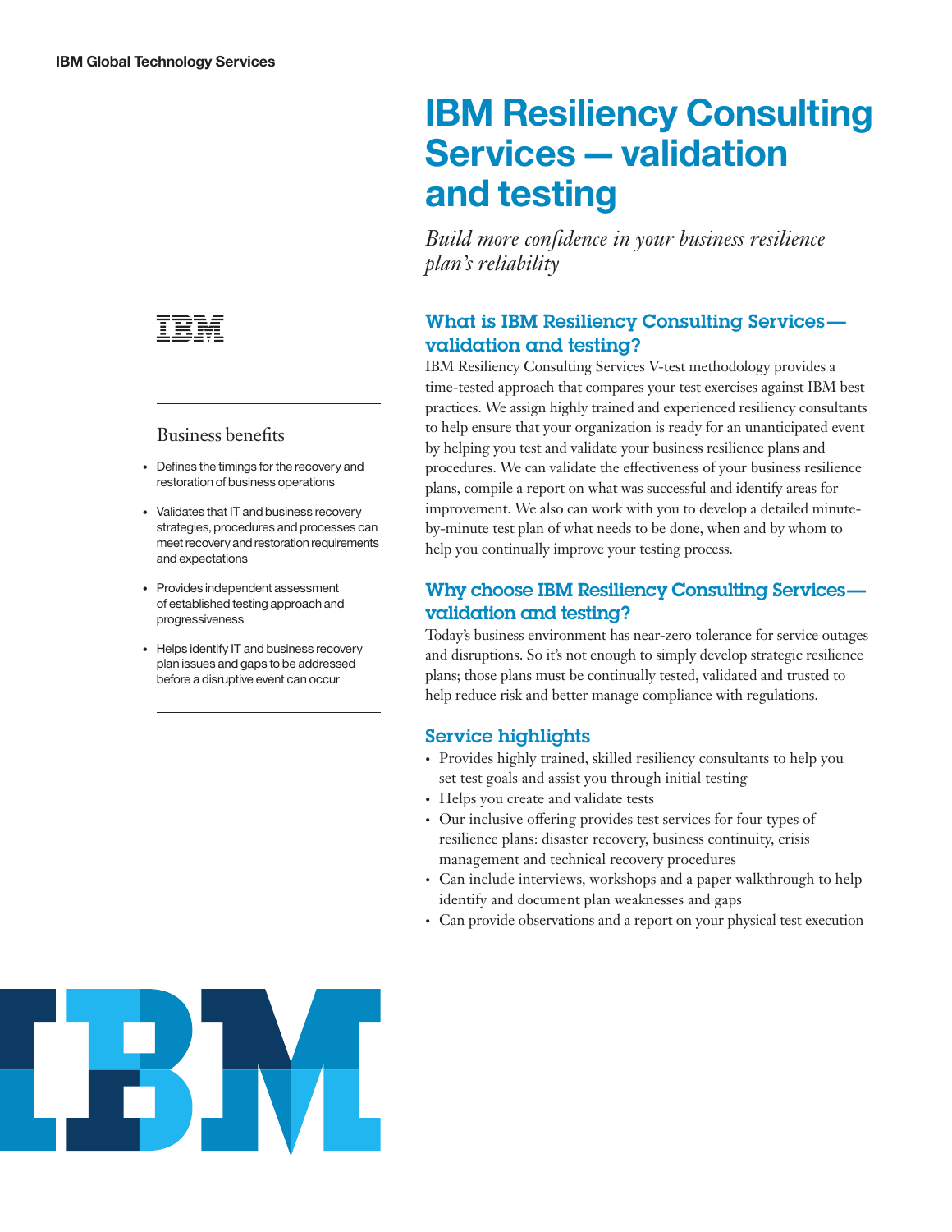IBM Global Technology Services

# IBM Resiliency Consulting Services — validation and testing

*Build more confidence in your business resilience plan's reliability*

## What is IBM Resiliency Consulting Services — validation and testing?

IBM Resiliency Consulting Services V-test methodology provides a time-tested approach that compares your test exercises against IBM best practices. We assign highly trained and experienced resiliency consultants to help ensure that your organization is ready for an unanticipated event by helping you test and validate your business resilience plans and procedures. We can validate the effectiveness of your business resilience plans, compile a report on what was successful and identify areas for improvement. We also can work with you to develop a detailed minute-by-minute test plan of what needs to be done, when and by whom to help you continually improve your testing process.

## Why choose IBM Resiliency Consulting Services — validation and testing?

Today's business environment has near-zero tolerance for service outages and disruptions. So it's not enough to simply develop strategic resilience plans; those plans must be continually tested, validated and trusted to help reduce risk and better manage compliance with regulations.

## Service highlights

- Provides highly trained, skilled resiliency consultants to help you set test goals and assist you through initial testing
- Helps you create and validate tests
- Our inclusive offering provides test services for four types of resilience plans: disaster recovery, business continuity, crisis management and technical recovery procedures
- Can include interviews, workshops and a paper walkthrough to help identify and document plan weaknesses and gaps
- Can provide observations and a report on your physical test execution

### Business benefits

- Defines the timings for the recovery and restoration of business operations
- Validates that IT and business recovery strategies, procedures and processes can meet recovery and restoration requirements and expectations
- Provides independent assessment of established testing approach and progressiveness
- Helps identify IT and business recovery plan issues and gaps to be addressed before a disruptive event can occur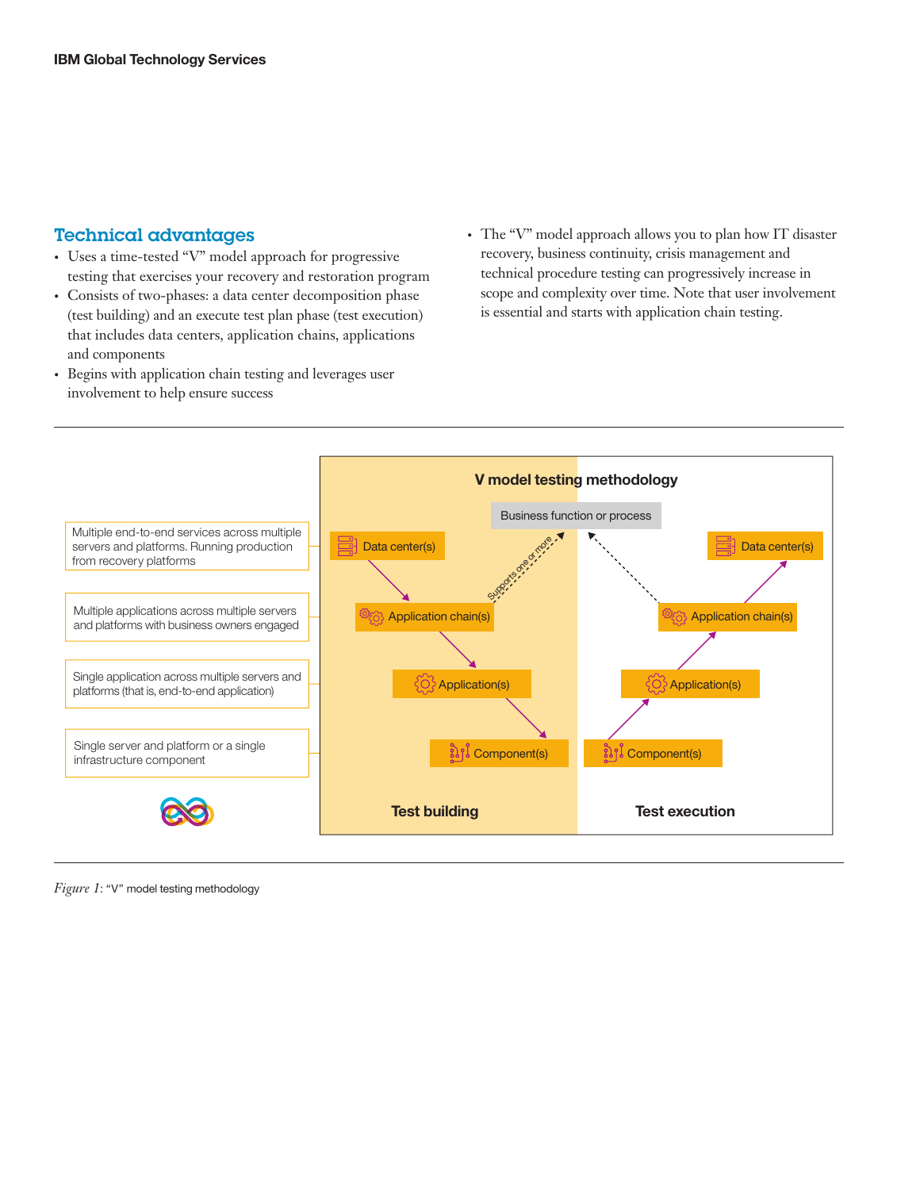## Technical advantages

- Uses a time-tested "V" model approach for progressive testing that exercises your recovery and restoration program
- Consists of two-phases: a data center decomposition phase (test building) and an execute test plan phase (test execution) that includes data centers, application chains, applications and components
- Begins with application chain testing and leverages user involvement to help ensure success
- The "V" model approach allows you to plan how IT disaster recovery, business continuity, crisis management and technical procedure testing can progressively increase in scope and complexity over time. Note that user involvement is essential and starts with application chain testing.

**V model testing methodology**

Business function or process

| Scope | Test building | Test execution |
|---|---|---|
| Multiple end-to-end services across multiple servers and platforms. Running production from recovery platforms | Data center(s) | Data center(s) |
| Multiple applications across multiple servers and platforms with business owners engaged | Application chain(s) | Application chain(s) |
| Single application across multiple servers and platforms (that is, end-to-end application) | Application(s) | Application(s) |
| Single server and platform or a single infrastructure component | Component(s) | Component(s) |

Application chain(s) — Supports one or more — Business function or process

*Figure 1*: "V" model testing methodology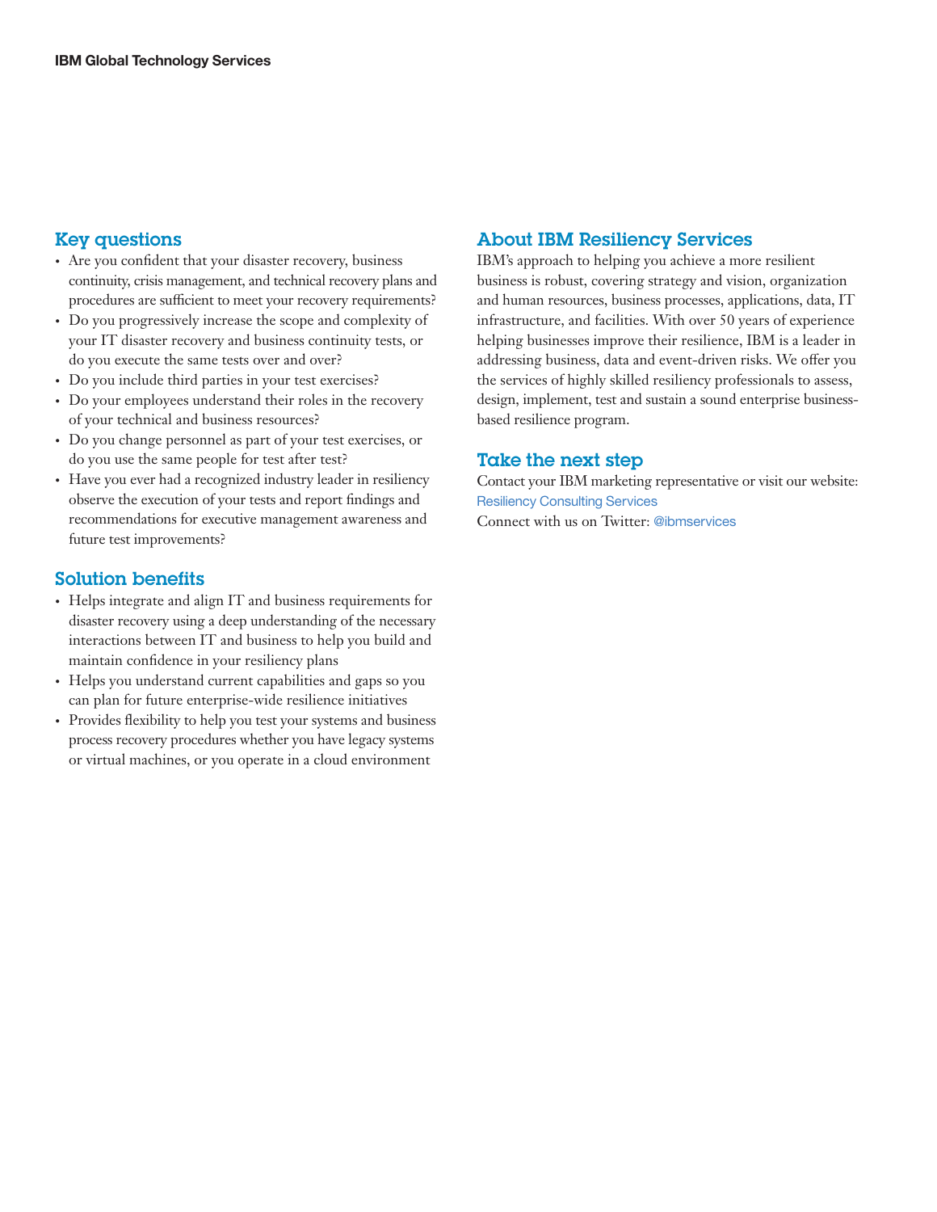## Key questions

- Are you confident that your disaster recovery, business continuity, crisis management, and technical recovery plans and procedures are sufficient to meet your recovery requirements?
- Do you progressively increase the scope and complexity of your IT disaster recovery and business continuity tests, or do you execute the same tests over and over?
- Do you include third parties in your test exercises?
- Do your employees understand their roles in the recovery of your technical and business resources?
- Do you change personnel as part of your test exercises, or do you use the same people for test after test?
- Have you ever had a recognized industry leader in resiliency observe the execution of your tests and report findings and recommendations for executive management awareness and future test improvements?

## Solution benefits

- Helps integrate and align IT and business requirements for disaster recovery using a deep understanding of the necessary interactions between IT and business to help you build and maintain confidence in your resiliency plans
- Helps you understand current capabilities and gaps so you can plan for future enterprise-wide resilience initiatives
- Provides flexibility to help you test your systems and business process recovery procedures whether you have legacy systems or virtual machines, or you operate in a cloud environment

## About IBM Resiliency Services

IBM's approach to helping you achieve a more resilient business is robust, covering strategy and vision, organization and human resources, business processes, applications, data, IT infrastructure, and facilities. With over 50 years of experience helping businesses improve their resilience, IBM is a leader in addressing business, data and event-driven risks. We offer you the services of highly skilled resiliency professionals to assess, design, implement, test and sustain a sound enterprise business-based resilience program.

## Take the next step

Contact your IBM marketing representative or visit our website: Resiliency Consulting Services

Connect with us on Twitter: @ibmservices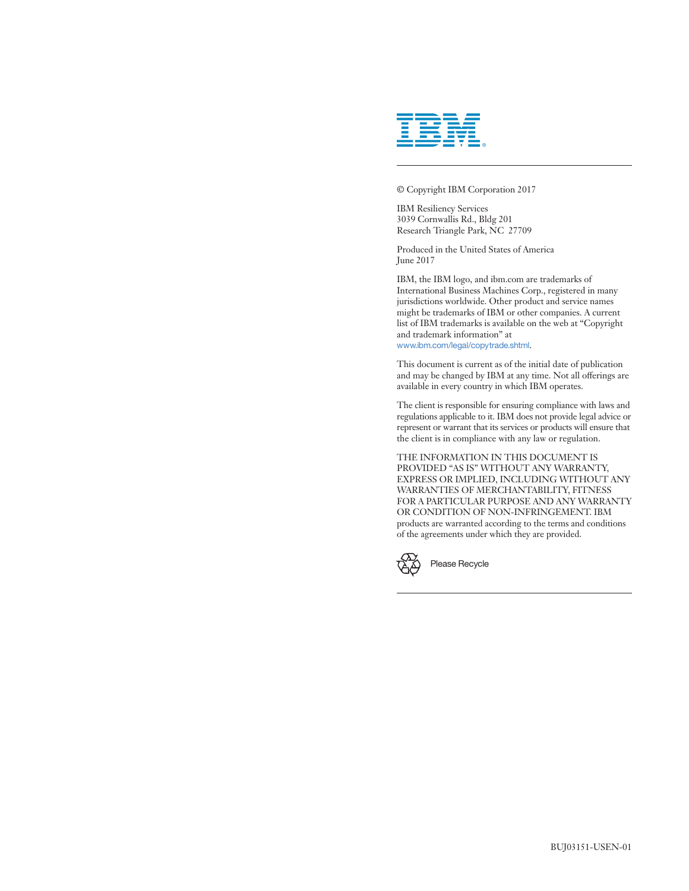© Copyright IBM Corporation 2017

IBM Resiliency Services
3039 Cornwallis Rd., Bldg 201
Research Triangle Park, NC 27709

Produced in the United States of America
June 2017

IBM, the IBM logo, and ibm.com are trademarks of International Business Machines Corp., registered in many jurisdictions worldwide. Other product and service names might be trademarks of IBM or other companies. A current list of IBM trademarks is available on the web at "Copyright and trademark information" at www.ibm.com/legal/copytrade.shtml.

This document is current as of the initial date of publication and may be changed by IBM at any time. Not all offerings are available in every country in which IBM operates.

The client is responsible for ensuring compliance with laws and regulations applicable to it. IBM does not provide legal advice or represent or warrant that its services or products will ensure that the client is in compliance with any law or regulation.

THE INFORMATION IN THIS DOCUMENT IS PROVIDED "AS IS" WITHOUT ANY WARRANTY, EXPRESS OR IMPLIED, INCLUDING WITHOUT ANY WARRANTIES OF MERCHANTABILITY, FITNESS FOR A PARTICULAR PURPOSE AND ANY WARRANTY OR CONDITION OF NON-INFRINGEMENT. IBM products are warranted according to the terms and conditions of the agreements under which they are provided.

Please Recycle

BUJ03151-USEN-01